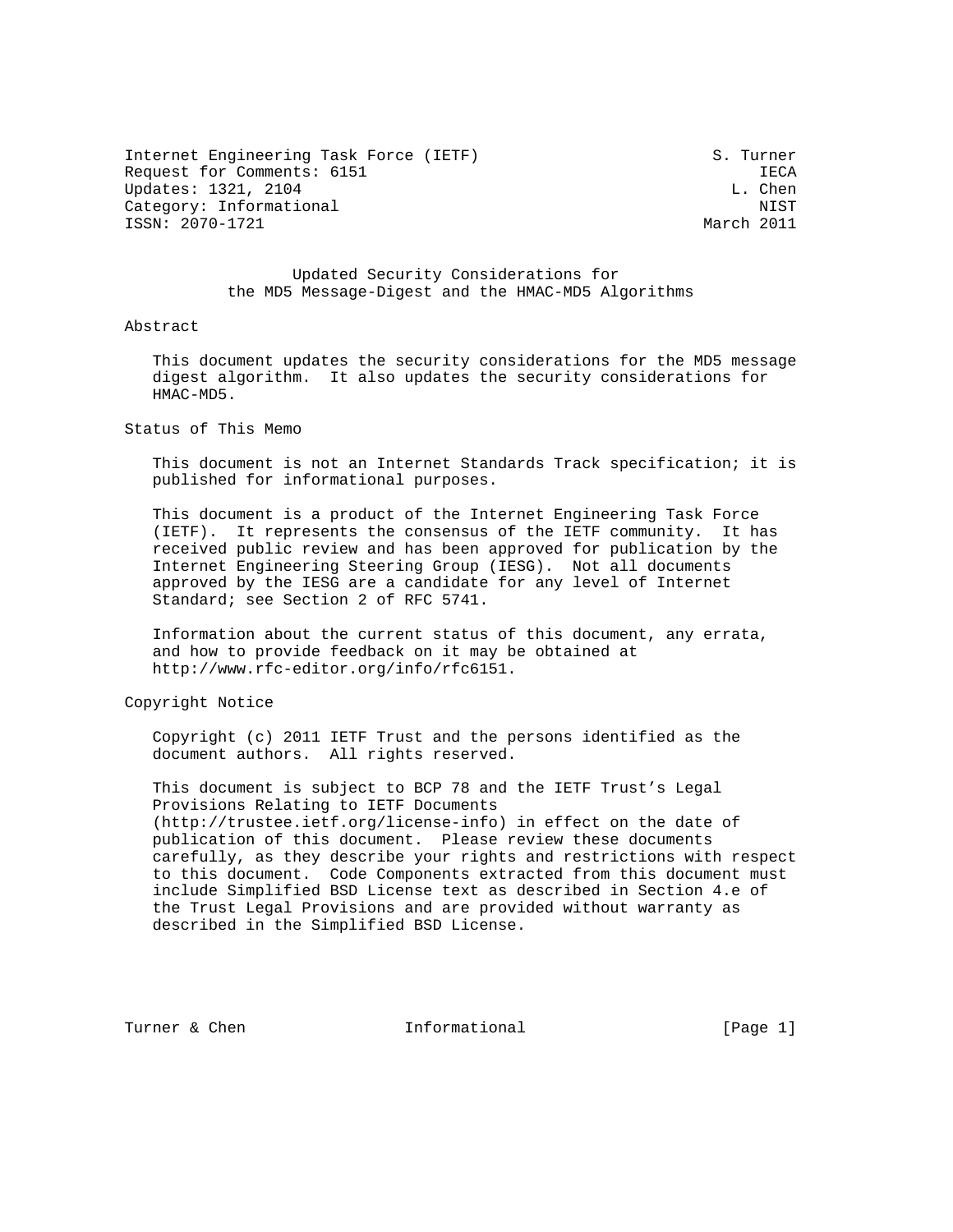Internet Engineering Task Force (IETF) S. Turner
Request for Comments: 6151 IECA
Updates: 1321, 2104 L. Chen
Category: Informational NIST
ISSN: 2070-1721 March 2011

# Updated Security Considerations for the MD5 Message-Digest and the HMAC-MD5 Algorithms

## Abstract

This document updates the security considerations for the MD5 message digest algorithm. It also updates the security considerations for HMAC-MD5.

## Status of This Memo

This document is not an Internet Standards Track specification; it is published for informational purposes.

This document is a product of the Internet Engineering Task Force (IETF). It represents the consensus of the IETF community. It has received public review and has been approved for publication by the Internet Engineering Steering Group (IESG). Not all documents approved by the IESG are a candidate for any level of Internet Standard; see Section 2 of RFC 5741.

Information about the current status of this document, any errata, and how to provide feedback on it may be obtained at http://www.rfc-editor.org/info/rfc6151.

## Copyright Notice

Copyright (c) 2011 IETF Trust and the persons identified as the document authors. All rights reserved.

This document is subject to BCP 78 and the IETF Trust's Legal Provisions Relating to IETF Documents (http://trustee.ietf.org/license-info) in effect on the date of publication of this document. Please review these documents carefully, as they describe your rights and restrictions with respect to this document. Code Components extracted from this document must include Simplified BSD License text as described in Section 4.e of the Trust Legal Provisions and are provided without warranty as described in the Simplified BSD License.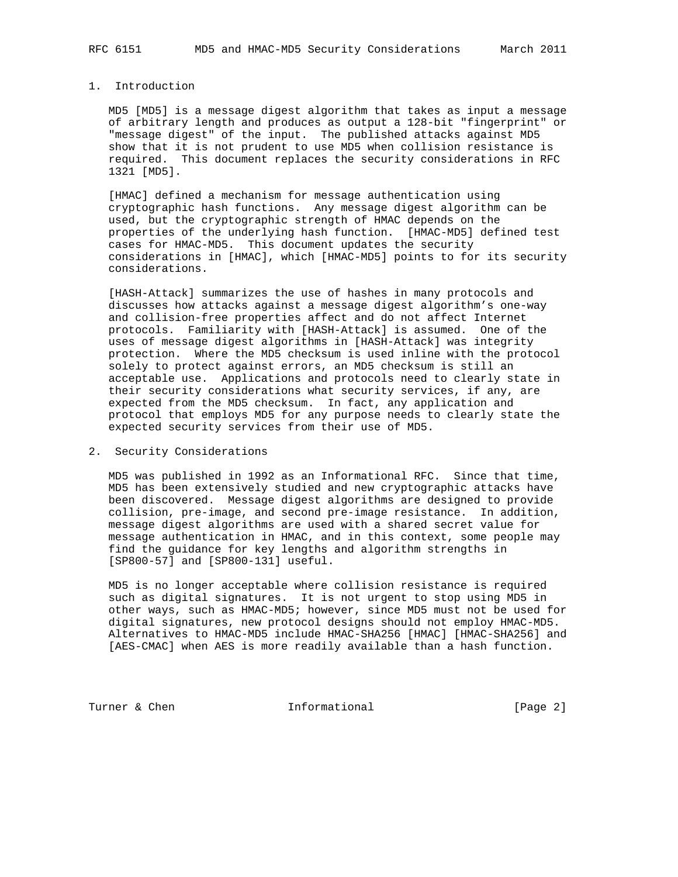## 1. Introduction

MD5 [MD5] is a message digest algorithm that takes as input a message of arbitrary length and produces as output a 128-bit "fingerprint" or "message digest" of the input. The published attacks against MD5 show that it is not prudent to use MD5 when collision resistance is required. This document replaces the security considerations in RFC 1321 [MD5].

[HMAC] defined a mechanism for message authentication using cryptographic hash functions. Any message digest algorithm can be used, but the cryptographic strength of HMAC depends on the properties of the underlying hash function. [HMAC-MD5] defined test cases for HMAC-MD5. This document updates the security considerations in [HMAC], which [HMAC-MD5] points to for its security considerations.

[HASH-Attack] summarizes the use of hashes in many protocols and discusses how attacks against a message digest algorithm's one-way and collision-free properties affect and do not affect Internet protocols. Familiarity with [HASH-Attack] is assumed. One of the uses of message digest algorithms in [HASH-Attack] was integrity protection. Where the MD5 checksum is used inline with the protocol solely to protect against errors, an MD5 checksum is still an acceptable use. Applications and protocols need to clearly state in their security considerations what security services, if any, are expected from the MD5 checksum. In fact, any application and protocol that employs MD5 for any purpose needs to clearly state the expected security services from their use of MD5.

## 2. Security Considerations

MD5 was published in 1992 as an Informational RFC. Since that time, MD5 has been extensively studied and new cryptographic attacks have been discovered. Message digest algorithms are designed to provide collision, pre-image, and second pre-image resistance. In addition, message digest algorithms are used with a shared secret value for message authentication in HMAC, and in this context, some people may find the guidance for key lengths and algorithm strengths in [SP800-57] and [SP800-131] useful.

MD5 is no longer acceptable where collision resistance is required such as digital signatures. It is not urgent to stop using MD5 in other ways, such as HMAC-MD5; however, since MD5 must not be used for digital signatures, new protocol designs should not employ HMAC-MD5. Alternatives to HMAC-MD5 include HMAC-SHA256 [HMAC] [HMAC-SHA256] and [AES-CMAC] when AES is more readily available than a hash function.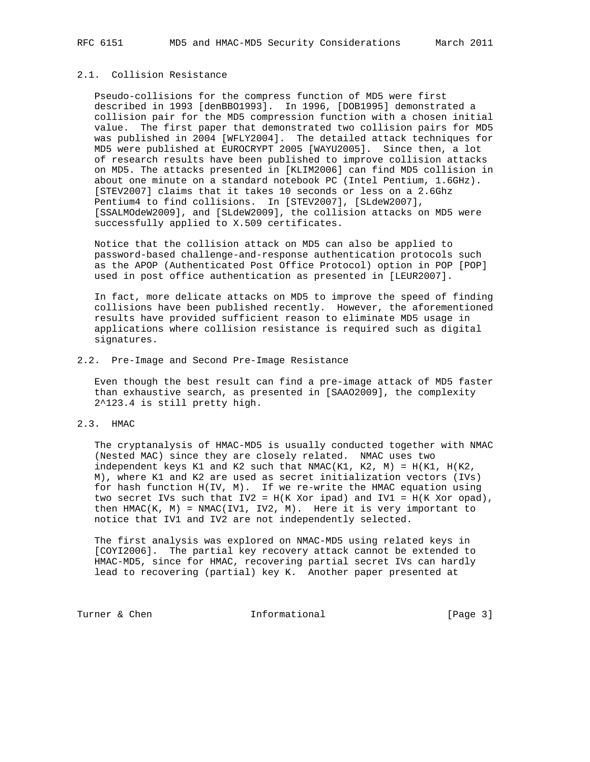### 2.1. Collision Resistance

Pseudo-collisions for the compress function of MD5 were first described in 1993 [denBBO1993]. In 1996, [DOB1995] demonstrated a collision pair for the MD5 compression function with a chosen initial value. The first paper that demonstrated two collision pairs for MD5 was published in 2004 [WFLY2004]. The detailed attack techniques for MD5 were published at EUROCRYPT 2005 [WAYU2005]. Since then, a lot of research results have been published to improve collision attacks on MD5. The attacks presented in [KLIM2006] can find MD5 collision in about one minute on a standard notebook PC (Intel Pentium, 1.6GHz). [STEV2007] claims that it takes 10 seconds or less on a 2.6Ghz Pentium4 to find collisions. In [STEV2007], [SLdeW2007], [SSALMOdeW2009], and [SLdeW2009], the collision attacks on MD5 were successfully applied to X.509 certificates.

Notice that the collision attack on MD5 can also be applied to password-based challenge-and-response authentication protocols such as the APOP (Authenticated Post Office Protocol) option in POP [POP] used in post office authentication as presented in [LEUR2007].

In fact, more delicate attacks on MD5 to improve the speed of finding collisions have been published recently. However, the aforementioned results have provided sufficient reason to eliminate MD5 usage in applications where collision resistance is required such as digital signatures.

### 2.2. Pre-Image and Second Pre-Image Resistance

Even though the best result can find a pre-image attack of MD5 faster than exhaustive search, as presented in [SAAO2009], the complexity $2^{123.4}$ is still pretty high.

### 2.3. HMAC

The cryptanalysis of HMAC-MD5 is usually conducted together with NMAC (Nested MAC) since they are closely related. NMAC uses two independent keys K1 and K2 such that NMAC(K1, K2, M) = H(K1, H(K2, M), where K1 and K2 are used as secret initialization vectors (IVs) for hash function H(IV, M). If we re-write the HMAC equation using two secret IVs such that IV2 = H(K Xor ipad) and IV1 = H(K Xor opad), then HMAC(K, M) = NMAC(IV1, IV2, M). Here it is very important to notice that IV1 and IV2 are not independently selected.

The first analysis was explored on NMAC-MD5 using related keys in [COYI2006]. The partial key recovery attack cannot be extended to HMAC-MD5, since for HMAC, recovering partial secret IVs can hardly lead to recovering (partial) key K. Another paper presented at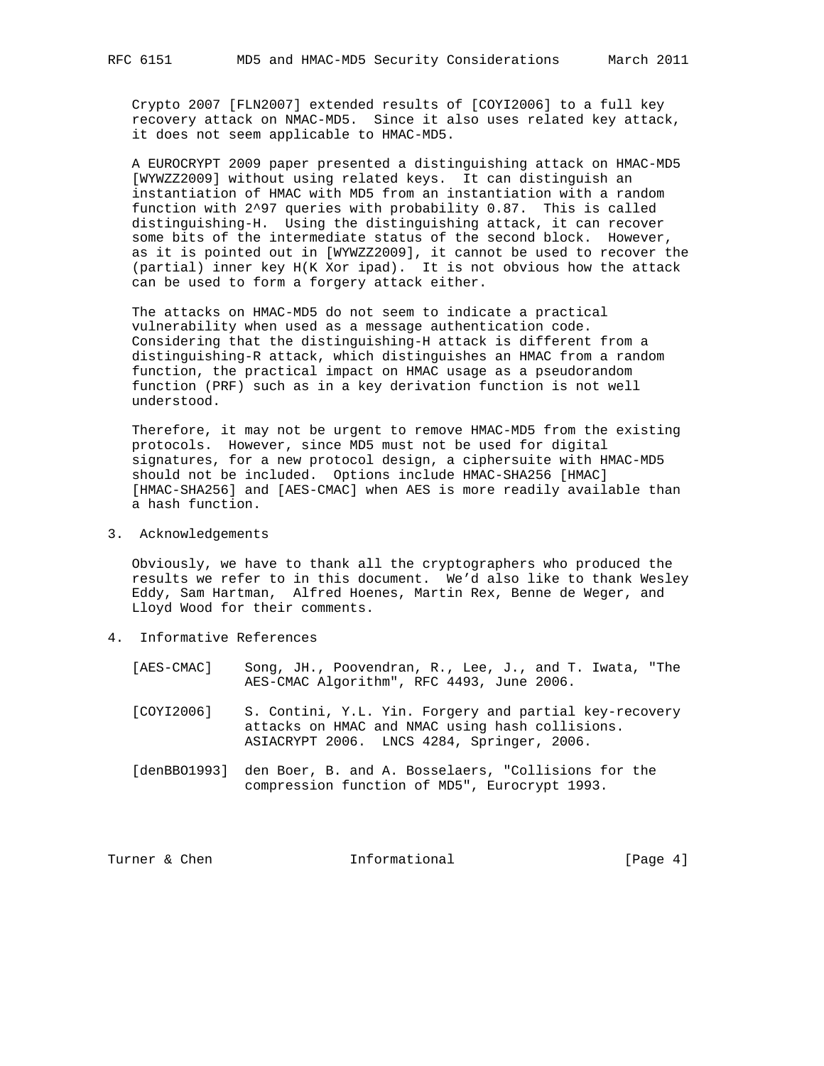Crypto 2007 [FLN2007] extended results of [COYI2006] to a full key recovery attack on NMAC-MD5. Since it also uses related key attack, it does not seem applicable to HMAC-MD5.

A EUROCRYPT 2009 paper presented a distinguishing attack on HMAC-MD5 [WYWZZ2009] without using related keys. It can distinguish an instantiation of HMAC with MD5 from an instantiation with a random function with $2^{97}$ queries with probability 0.87. This is called distinguishing-H. Using the distinguishing attack, it can recover some bits of the intermediate status of the second block. However, as it is pointed out in [WYWZZ2009], it cannot be used to recover the (partial) inner key H(K Xor ipad). It is not obvious how the attack can be used to form a forgery attack either.

The attacks on HMAC-MD5 do not seem to indicate a practical vulnerability when used as a message authentication code. Considering that the distinguishing-H attack is different from a distinguishing-R attack, which distinguishes an HMAC from a random function, the practical impact on HMAC usage as a pseudorandom function (PRF) such as in a key derivation function is not well understood.

Therefore, it may not be urgent to remove HMAC-MD5 from the existing protocols. However, since MD5 must not be used for digital signatures, for a new protocol design, a ciphersuite with HMAC-MD5 should not be included. Options include HMAC-SHA256 [HMAC] [HMAC-SHA256] and [AES-CMAC] when AES is more readily available than a hash function.

## 3. Acknowledgements

Obviously, we have to thank all the cryptographers who produced the results we refer to in this document. We'd also like to thank Wesley Eddy, Sam Hartman, Alfred Hoenes, Martin Rex, Benne de Weger, and Lloyd Wood for their comments.

## 4. Informative References

[AES-CMAC] Song, JH., Poovendran, R., Lee, J., and T. Iwata, "The AES-CMAC Algorithm", RFC 4493, June 2006.

[COYI2006] S. Contini, Y.L. Yin. Forgery and partial key-recovery attacks on HMAC and NMAC using hash collisions. ASIACRYPT 2006. LNCS 4284, Springer, 2006.

[denBBO1993] den Boer, B. and A. Bosselaers, "Collisions for the compression function of MD5", Eurocrypt 1993.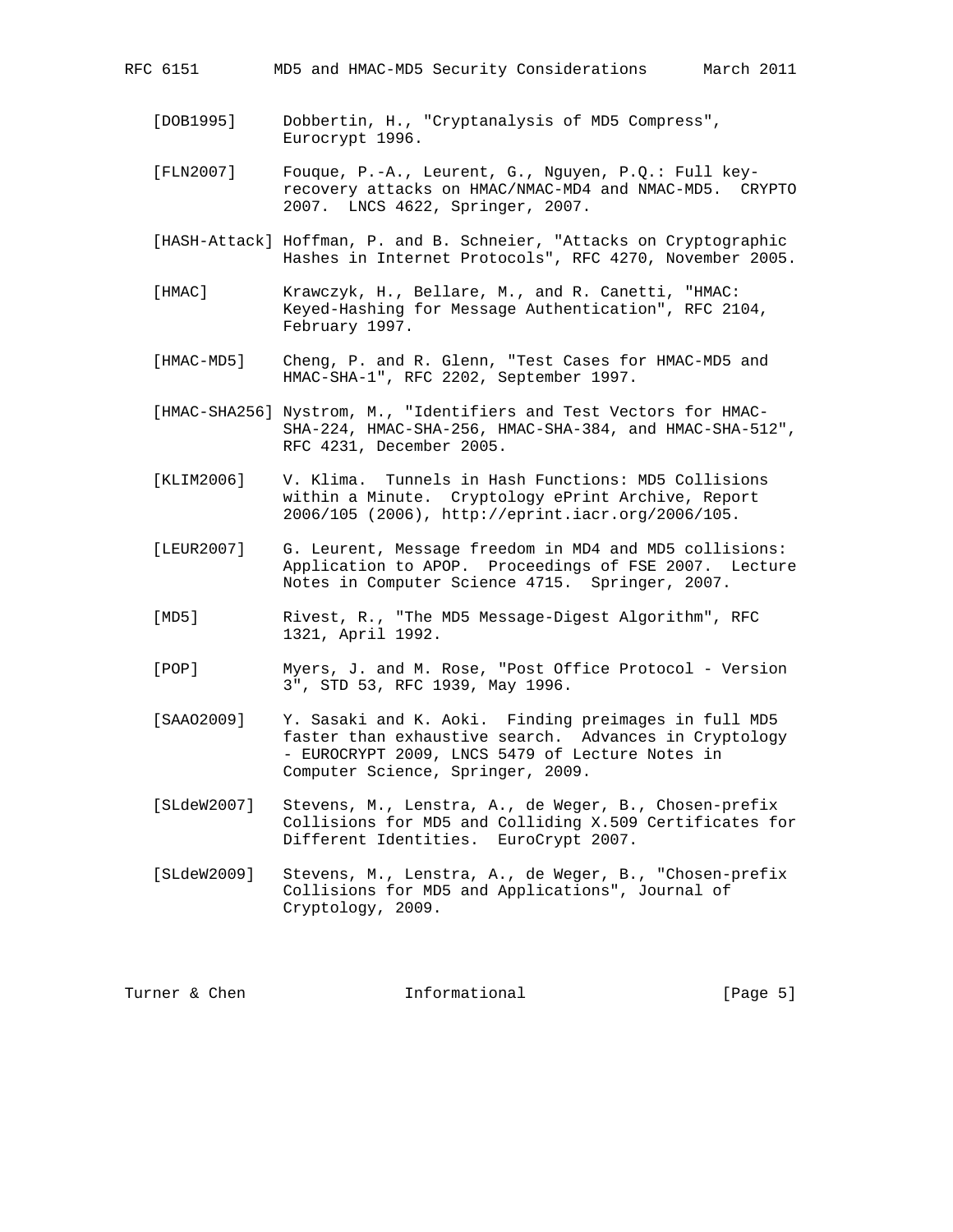[DOB1995] Dobbertin, H., "Cryptanalysis of MD5 Compress", Eurocrypt 1996.

[FLN2007] Fouque, P.-A., Leurent, G., Nguyen, P.Q.: Full key-recovery attacks on HMAC/NMAC-MD4 and NMAC-MD5. CRYPTO 2007. LNCS 4622, Springer, 2007.

[HASH-Attack] Hoffman, P. and B. Schneier, "Attacks on Cryptographic Hashes in Internet Protocols", RFC 4270, November 2005.

[HMAC] Krawczyk, H., Bellare, M., and R. Canetti, "HMAC: Keyed-Hashing for Message Authentication", RFC 2104, February 1997.

[HMAC-MD5] Cheng, P. and R. Glenn, "Test Cases for HMAC-MD5 and HMAC-SHA-1", RFC 2202, September 1997.

[HMAC-SHA256] Nystrom, M., "Identifiers and Test Vectors for HMAC-SHA-224, HMAC-SHA-256, HMAC-SHA-384, and HMAC-SHA-512", RFC 4231, December 2005.

[KLIM2006] V. Klima. Tunnels in Hash Functions: MD5 Collisions within a Minute. Cryptology ePrint Archive, Report 2006/105 (2006), http://eprint.iacr.org/2006/105.

[LEUR2007] G. Leurent, Message freedom in MD4 and MD5 collisions: Application to APOP. Proceedings of FSE 2007. Lecture Notes in Computer Science 4715. Springer, 2007.

[MD5] Rivest, R., "The MD5 Message-Digest Algorithm", RFC 1321, April 1992.

[POP] Myers, J. and M. Rose, "Post Office Protocol - Version 3", STD 53, RFC 1939, May 1996.

[SAAO2009] Y. Sasaki and K. Aoki. Finding preimages in full MD5 faster than exhaustive search. Advances in Cryptology - EUROCRYPT 2009, LNCS 5479 of Lecture Notes in Computer Science, Springer, 2009.

[SLdeW2007] Stevens, M., Lenstra, A., de Weger, B., Chosen-prefix Collisions for MD5 and Colliding X.509 Certificates for Different Identities. EuroCrypt 2007.

[SLdeW2009] Stevens, M., Lenstra, A., de Weger, B., "Chosen-prefix Collisions for MD5 and Applications", Journal of Cryptology, 2009.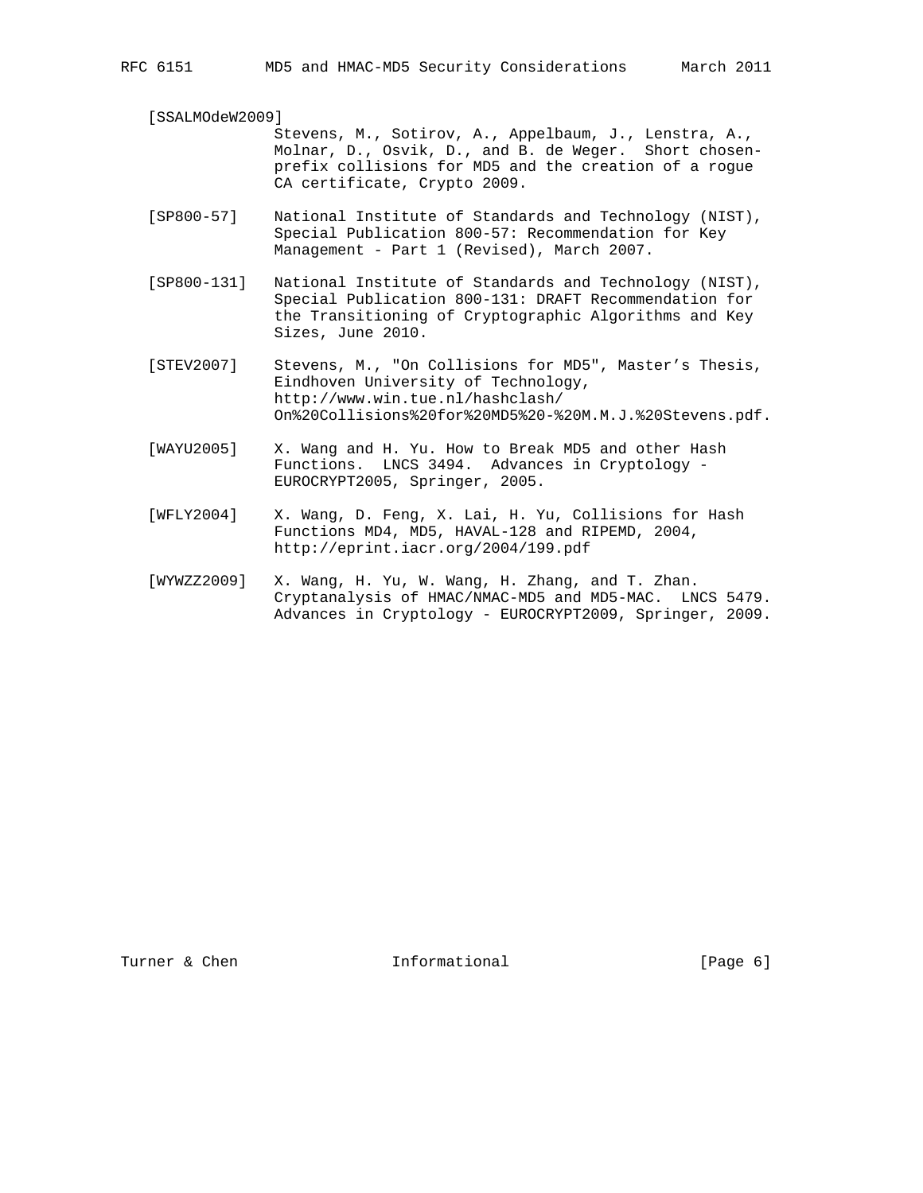[SSALMOdeW2009]
Stevens, M., Sotirov, A., Appelbaum, J., Lenstra, A., Molnar, D., Osvik, D., and B. de Weger. Short chosen-prefix collisions for MD5 and the creation of a rogue CA certificate, Crypto 2009.

[SP800-57] National Institute of Standards and Technology (NIST), Special Publication 800-57: Recommendation for Key Management - Part 1 (Revised), March 2007.

[SP800-131] National Institute of Standards and Technology (NIST), Special Publication 800-131: DRAFT Recommendation for the Transitioning of Cryptographic Algorithms and Key Sizes, June 2010.

[STEV2007] Stevens, M., "On Collisions for MD5", Master's Thesis, Eindhoven University of Technology, http://www.win.tue.nl/hashclash/On%20Collisions%20for%20MD5%20-%20M.M.J.%20Stevens.pdf.

[WAYU2005] X. Wang and H. Yu. How to Break MD5 and other Hash Functions. LNCS 3494. Advances in Cryptology - EUROCRYPT2005, Springer, 2005.

[WFLY2004] X. Wang, D. Feng, X. Lai, H. Yu, Collisions for Hash Functions MD4, MD5, HAVAL-128 and RIPEMD, 2004, http://eprint.iacr.org/2004/199.pdf

[WYWZZ2009] X. Wang, H. Yu, W. Wang, H. Zhang, and T. Zhan. Cryptanalysis of HMAC/NMAC-MD5 and MD5-MAC. LNCS 5479. Advances in Cryptology - EUROCRYPT2009, Springer, 2009.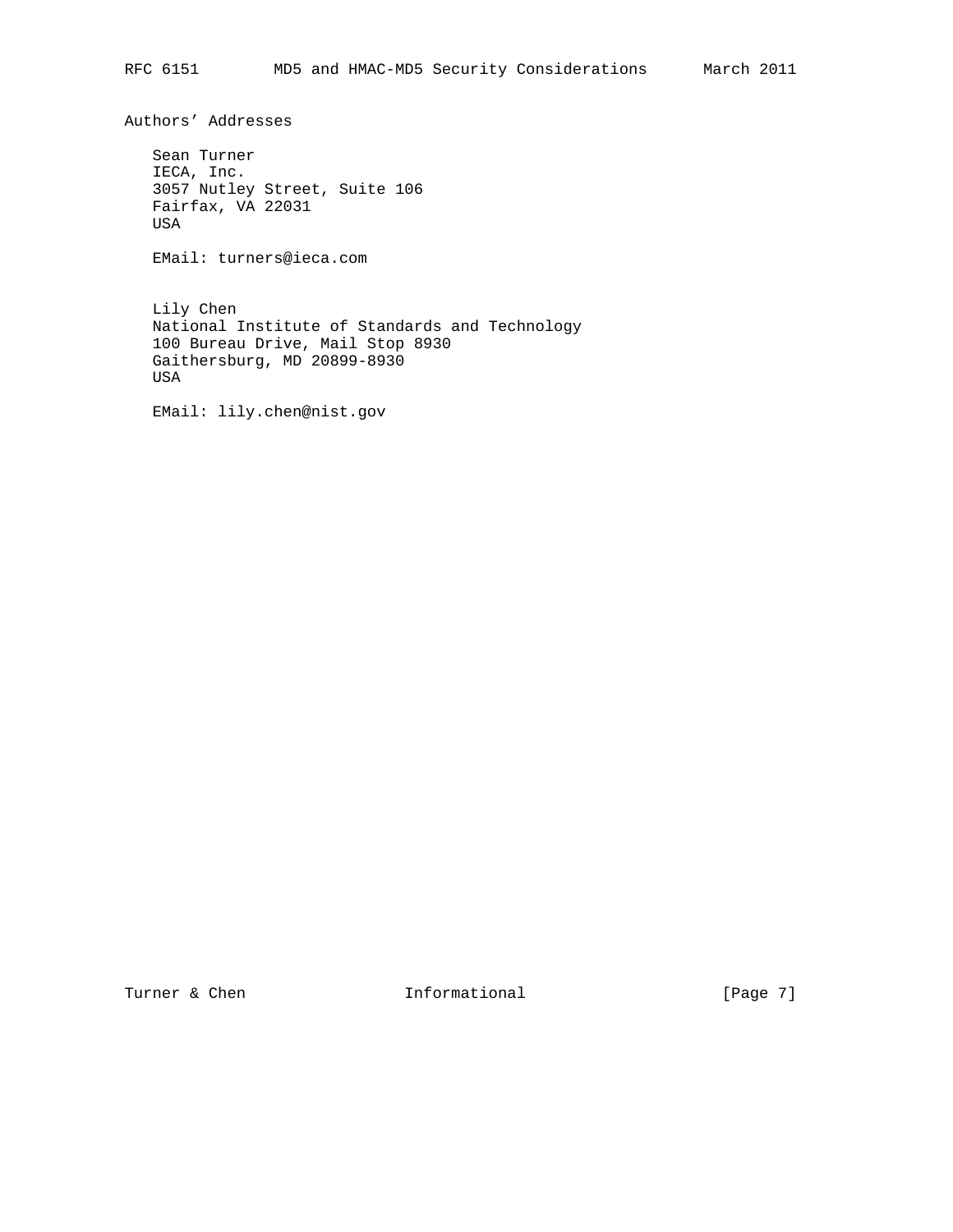## Authors' Addresses

Sean Turner
IECA, Inc.
3057 Nutley Street, Suite 106
Fairfax, VA 22031
USA

EMail: turners@ieca.com

Lily Chen
National Institute of Standards and Technology
100 Bureau Drive, Mail Stop 8930
Gaithersburg, MD 20899-8930
USA

EMail: lily.chen@nist.gov